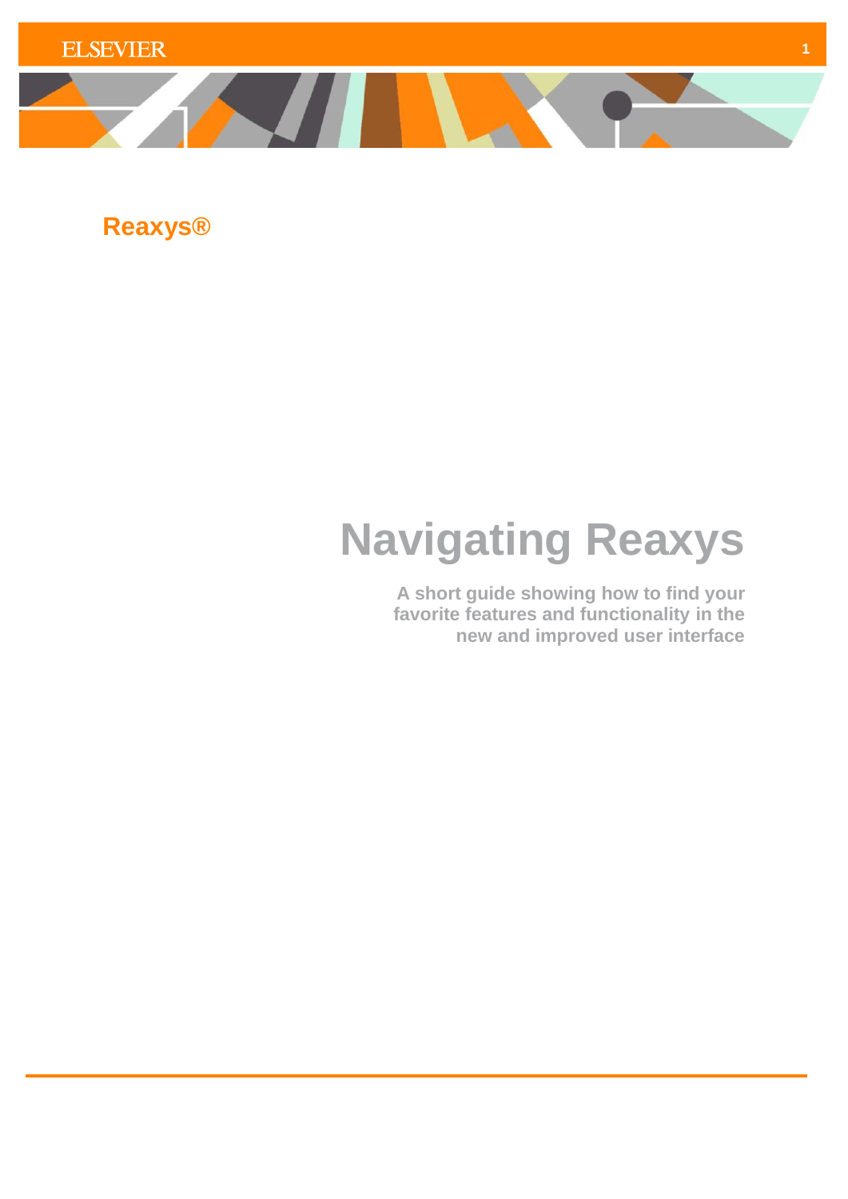**Reaxys®**

# Navigating Reaxys

**A short guide showing how to find your favorite features and functionality in the new and improved user interface**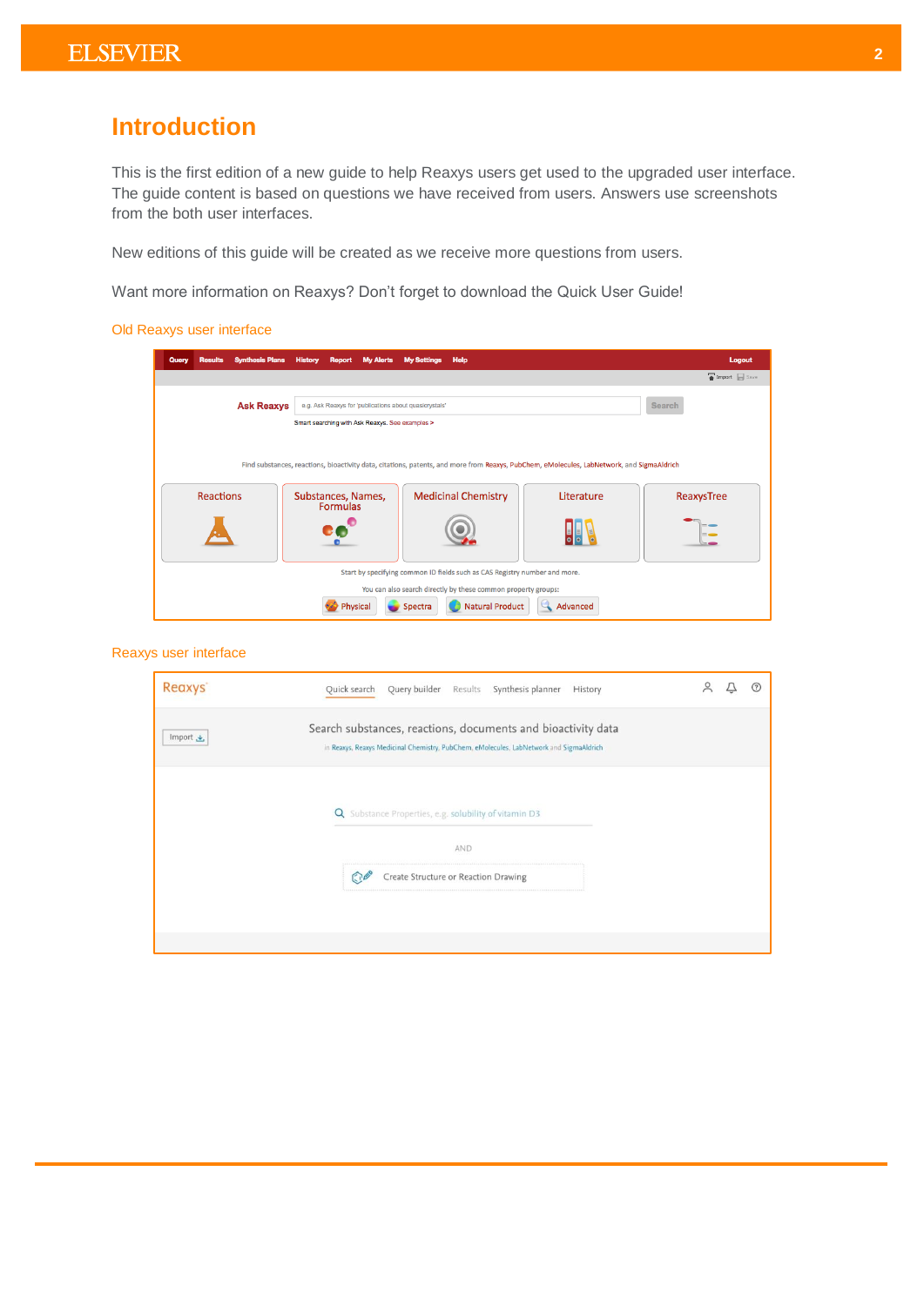# Introduction

This is the first edition of a new guide to help Reaxys users get used to the upgraded user interface. The guide content is based on questions we have received from users. Answers use screenshots from the both user interfaces.

New editions of this guide will be created as we receive more questions from users.

Want more information on Reaxys? Don't forget to download the Quick User Guide!

Old Reaxys user interface

Reaxys user interface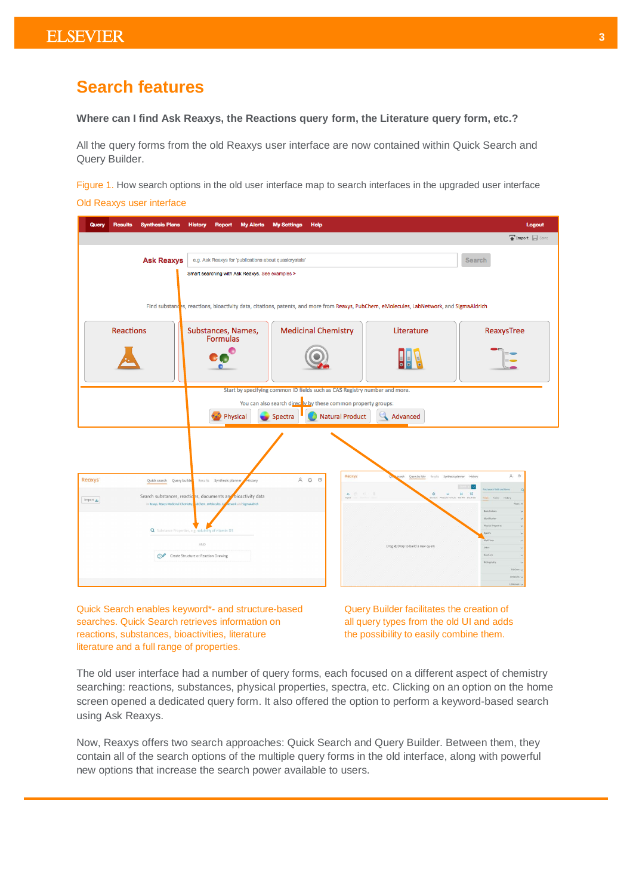# Search features

**Where can I find Ask Reaxys, the Reactions query form, the Literature query form, etc.?**

All the query forms from the old Reaxys user interface are now contained within Quick Search and Query Builder.

Figure 1. How search options in the old user interface map to search interfaces in the upgraded user interface

Old Reaxys user interface

Quick Search enables keyword*- and structure-based searches. Quick Search retrieves information on reactions, substances, bioactivities, literature literature and a full range of properties.

Query Builder facilitates the creation of all query types from the old UI and adds the possibility to easily combine them.

The old user interface had a number of query forms, each focused on a different aspect of chemistry searching: reactions, substances, physical properties, spectra, etc. Clicking on an option on the home screen opened a dedicated query form. It also offered the option to perform a keyword-based search using Ask Reaxys.

Now, Reaxys offers two search approaches: Quick Search and Query Builder. Between them, they contain all of the search options of the multiple query forms in the old interface, along with powerful new options that increase the search power available to users.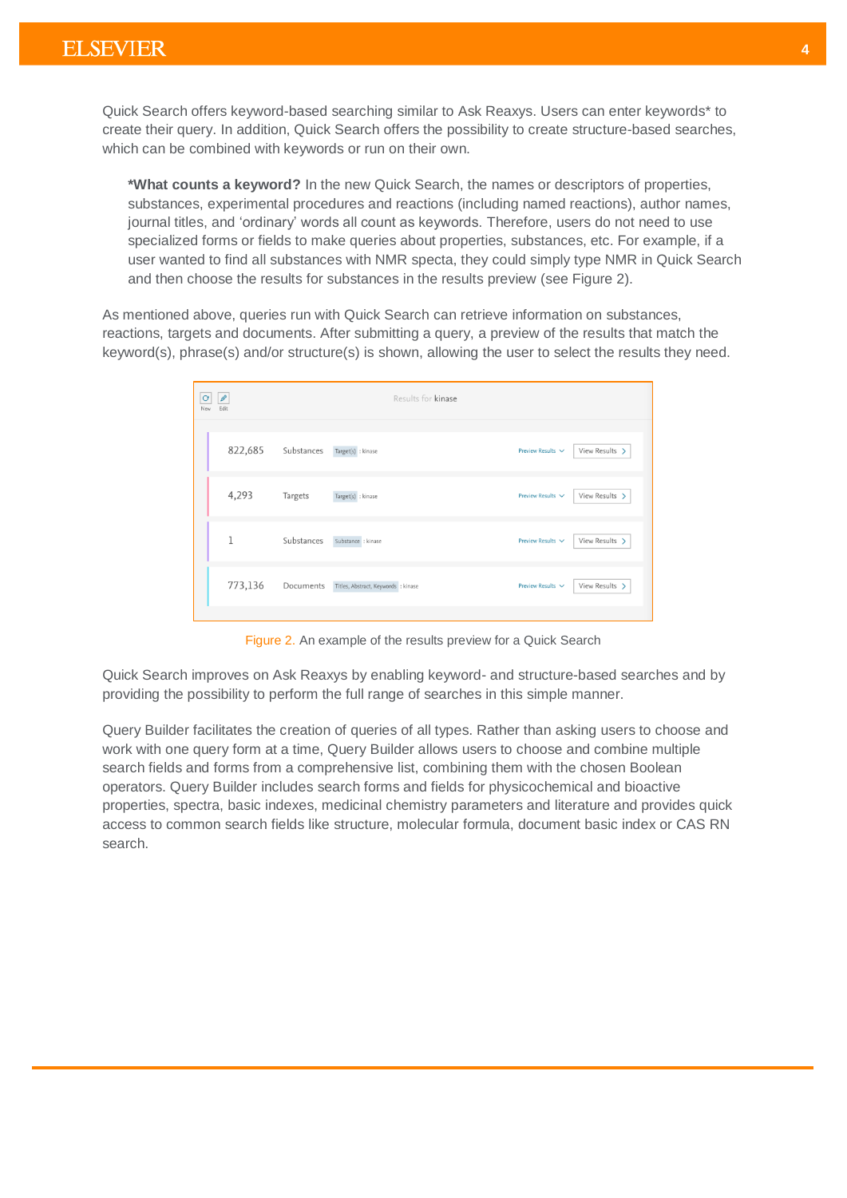Quick Search offers keyword-based searching similar to Ask Reaxys. Users can enter keywords* to create their query. In addition, Quick Search offers the possibility to create structure-based searches, which can be combined with keywords or run on their own.

> ***What counts a keyword?** In the new Quick Search, the names or descriptors of properties, substances, experimental procedures and reactions (including named reactions), author names, journal titles, and 'ordinary' words all count as keywords. Therefore, users do not need to use specialized forms or fields to make queries about properties, substances, etc. For example, if a user wanted to find all substances with NMR specta, they could simply type NMR in Quick Search and then choose the results for substances in the results preview (see Figure 2).

As mentioned above, queries run with Quick Search can retrieve information on substances, reactions, targets and documents. After submitting a query, a preview of the results that match the keyword(s), phrase(s) and/or structure(s) is shown, allowing the user to select the results they need.

| | | | | |
|---|---|---|---|---|
| 822,685 | Substances | Target(s) : kinase | Preview Results | View Results |
| 4,293 | Targets | Target(s) : kinase | Preview Results | View Results |
| 1 | Substances | Substance : kinase | Preview Results | View Results |
| 773,136 | Documents | Titles, Abstract, Keywords : kinase | Preview Results | View Results |

Figure 2. An example of the results preview for a Quick Search

Quick Search improves on Ask Reaxys by enabling keyword- and structure-based searches and by providing the possibility to perform the full range of searches in this simple manner.

Query Builder facilitates the creation of queries of all types. Rather than asking users to choose and work with one query form at a time, Query Builder allows users to choose and combine multiple search fields and forms from a comprehensive list, combining them with the chosen Boolean operators. Query Builder includes search forms and fields for physicochemical and bioactive properties, spectra, basic indexes, medicinal chemistry parameters and literature and provides quick access to common search fields like structure, molecular formula, document basic index or CAS RN search.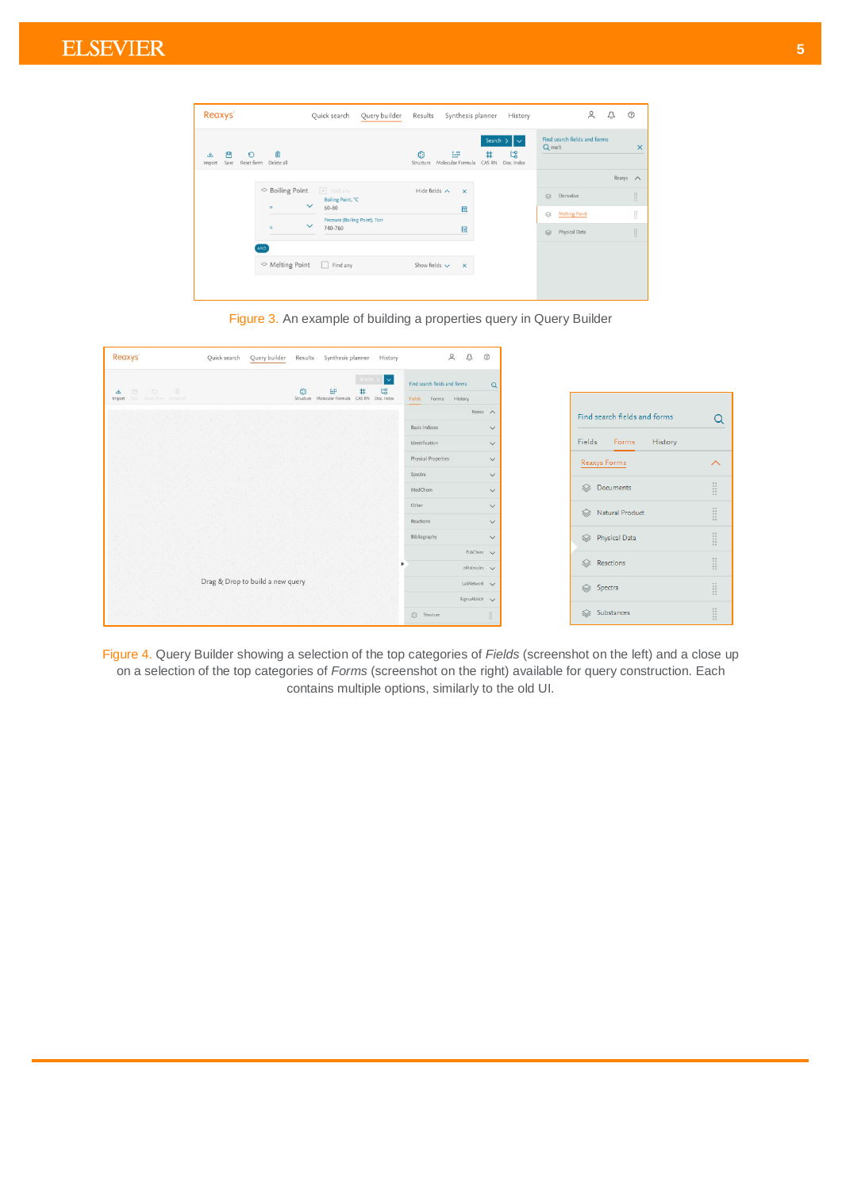Figure 3. An example of building a properties query in Query Builder

Figure 4. Query Builder showing a selection of the top categories of *Fields* (screenshot on the left) and a close up on a selection of the top categories of *Forms* (screenshot on the right) available for query construction. Each contains multiple options, similarly to the old UI.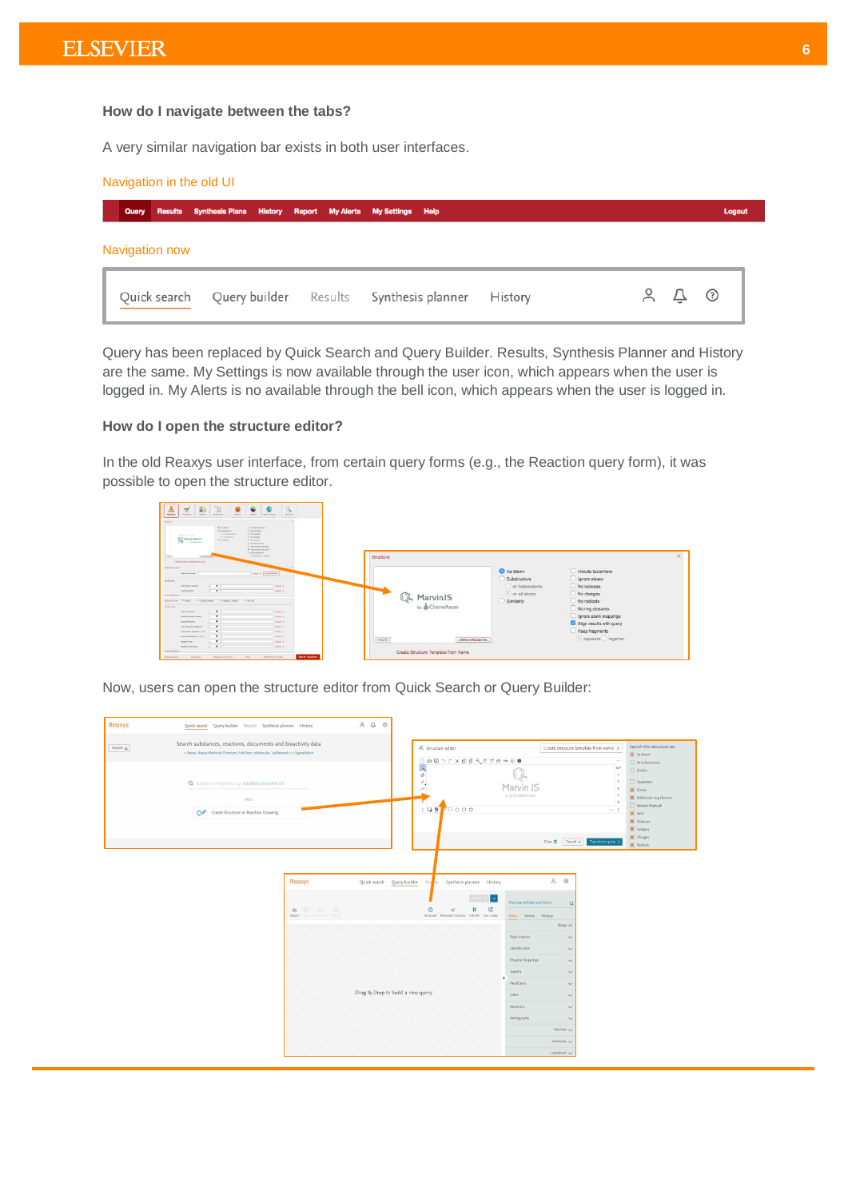**How do I navigate between the tabs?**

A very similar navigation bar exists in both user interfaces.

Navigation in the old UI

Query Results Synthesis Plans History Report My Alerts My Settings Help Logout

Navigation now

Quick search Query builder Results Synthesis planner History

Query has been replaced by Quick Search and Query Builder. Results, Synthesis Planner and History are the same. My Settings is now available through the user icon, which appears when the user is logged in. My Alerts is no available through the bell icon, which appears when the user is logged in.

**How do I open the structure editor?**

In the old Reaxys user interface, from certain query forms (e.g., the Reaction query form), it was possible to open the structure editor.

Now, users can open the structure editor from Quick Search or Query Builder: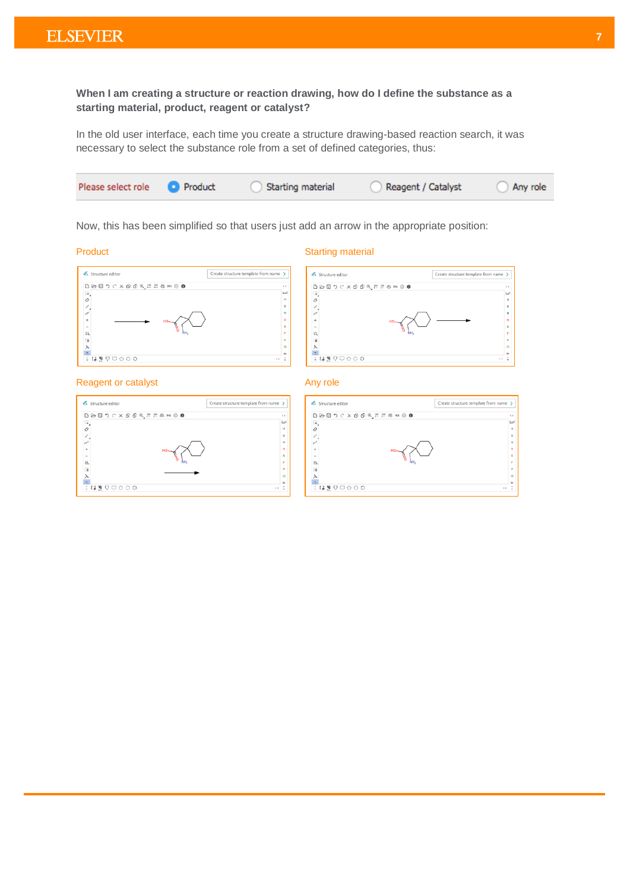**When I am creating a structure or reaction drawing, how do I define the substance as a starting material, product, reagent or catalyst?**

In the old user interface, each time you create a structure drawing-based reaction search, it was necessary to select the substance role from a set of defined categories, thus:

Please select role ● Product ○ Starting material ○ Reagent / Catalyst ○ Any role

Now, this has been simplified so that users just add an arrow in the appropriate position:

Product

Starting material

Reagent or catalyst

Any role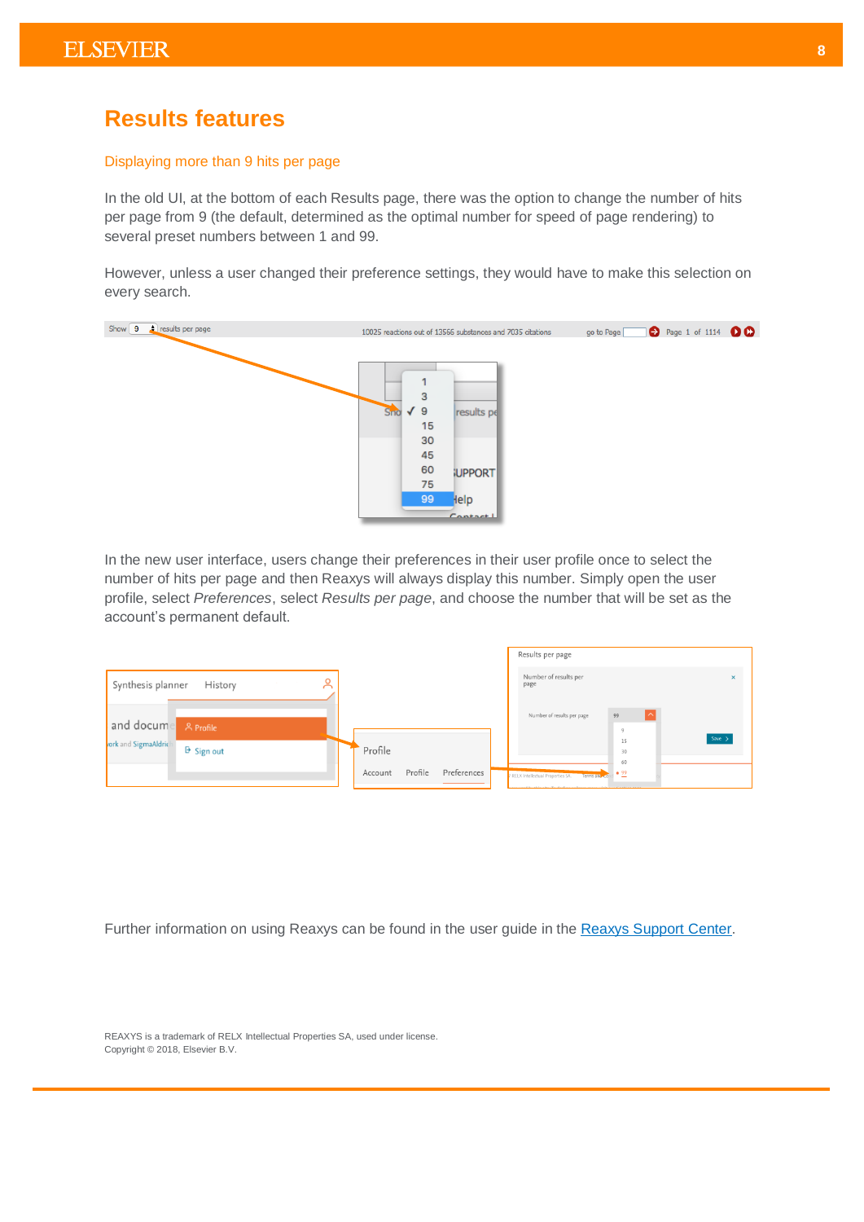# Results features

## Displaying more than 9 hits per page

In the old UI, at the bottom of each Results page, there was the option to change the number of hits per page from 9 (the default, determined as the optimal number for speed of page rendering) to several preset numbers between 1 and 99.

However, unless a user changed their preference settings, they would have to make this selection on every search.

In the new user interface, users change their preferences in their user profile once to select the number of hits per page and then Reaxys will always display this number. Simply open the user profile, select *Preferences*, select *Results per page*, and choose the number that will be set as the account's permanent default.

Further information on using Reaxys can be found in the user guide in the [Reaxys Support Center](Reaxys Support Center).

REAXYS is a trademark of RELX Intellectual Properties SA, used under license.
Copyright © 2018, Elsevier B.V.